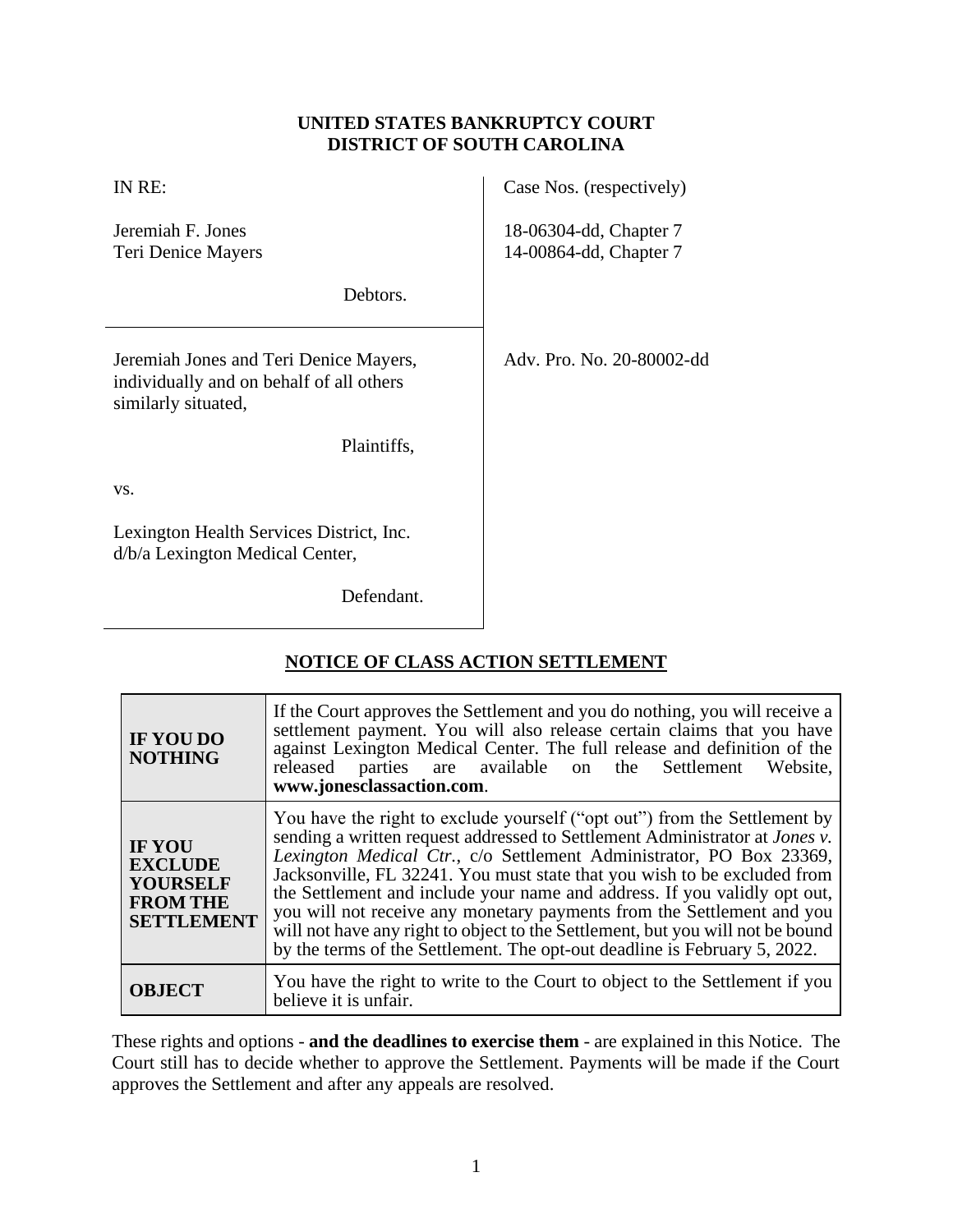**UNITED STATES BANKRUPTCY COURT**
**DISTRICT OF SOUTH CAROLINA**

| | |
|---|---|
| IN RE:<br><br>Jeremiah F. Jones<br>Teri Denice Mayers<br><br>Debtors. | Case Nos. (respectively)<br><br>18-06304-dd, Chapter 7<br>14-00864-dd, Chapter 7 |
| Jeremiah Jones and Teri Denice Mayers, individually and on behalf of all others similarly situated,<br><br>Plaintiffs,<br><br>vs.<br><br>Lexington Health Services District, Inc. d/b/a Lexington Medical Center,<br><br>Defendant. | Adv. Pro. No. 20-80002-dd |

## NOTICE OF CLASS ACTION SETTLEMENT

| | |
|---|---|
| **IF YOU DO NOTHING** | If the Court approves the Settlement and you do nothing, you will receive a settlement payment. You will also release certain claims that you have against Lexington Medical Center. The full release and definition of the released parties are available on the Settlement Website, **www.jonesclassaction.com**. |
| **IF YOU EXCLUDE YOURSELF FROM THE SETTLEMENT** | You have the right to exclude yourself ("opt out") from the Settlement by sending a written request addressed to Settlement Administrator at *Jones v. Lexington Medical Ctr.*, c/o Settlement Administrator, PO Box 23369, Jacksonville, FL 32241. You must state that you wish to be excluded from the Settlement and include your name and address. If you validly opt out, you will not receive any monetary payments from the Settlement and you will not have any right to object to the Settlement, but you will not be bound by the terms of the Settlement. The opt-out deadline is February 5, 2022. |
| **OBJECT** | You have the right to write to the Court to object to the Settlement if you believe it is unfair. |

These rights and options - **and the deadlines to exercise them** - are explained in this Notice. The Court still has to decide whether to approve the Settlement. Payments will be made if the Court approves the Settlement and after any appeals are resolved.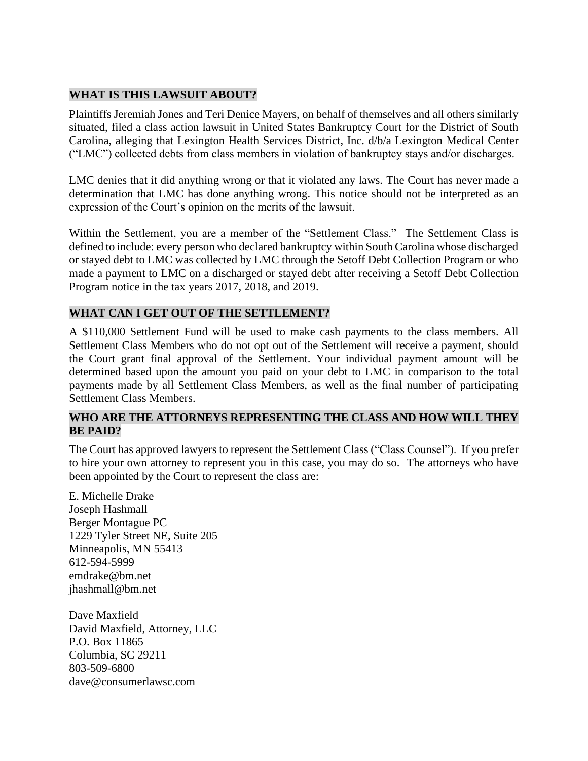## WHAT IS THIS LAWSUIT ABOUT?

Plaintiffs Jeremiah Jones and Teri Denice Mayers, on behalf of themselves and all others similarly situated, filed a class action lawsuit in United States Bankruptcy Court for the District of South Carolina, alleging that Lexington Health Services District, Inc. d/b/a Lexington Medical Center ("LMC") collected debts from class members in violation of bankruptcy stays and/or discharges.

LMC denies that it did anything wrong or that it violated any laws. The Court has never made a determination that LMC has done anything wrong. This notice should not be interpreted as an expression of the Court's opinion on the merits of the lawsuit.

Within the Settlement, you are a member of the "Settlement Class." The Settlement Class is defined to include: every person who declared bankruptcy within South Carolina whose discharged or stayed debt to LMC was collected by LMC through the Setoff Debt Collection Program or who made a payment to LMC on a discharged or stayed debt after receiving a Setoff Debt Collection Program notice in the tax years 2017, 2018, and 2019.

## WHAT CAN I GET OUT OF THE SETTLEMENT?

A $110,000 Settlement Fund will be used to make cash payments to the class members. All Settlement Class Members who do not opt out of the Settlement will receive a payment, should the Court grant final approval of the Settlement. Your individual payment amount will be determined based upon the amount you paid on your debt to LMC in comparison to the total payments made by all Settlement Class Members, as well as the final number of participating Settlement Class Members.

## WHO ARE THE ATTORNEYS REPRESENTING THE CLASS AND HOW WILL THEY BE PAID?

The Court has approved lawyers to represent the Settlement Class ("Class Counsel"). If you prefer to hire your own attorney to represent you in this case, you may do so. The attorneys who have been appointed by the Court to represent the class are:

E. Michelle Drake
Joseph Hashmall
Berger Montague PC
1229 Tyler Street NE, Suite 205
Minneapolis, MN 55413
612-594-5999
emdrake@bm.net
jhashmall@bm.net

Dave Maxfield
David Maxfield, Attorney, LLC
P.O. Box 11865
Columbia, SC 29211
803-509-6800
dave@consumerlawsc.com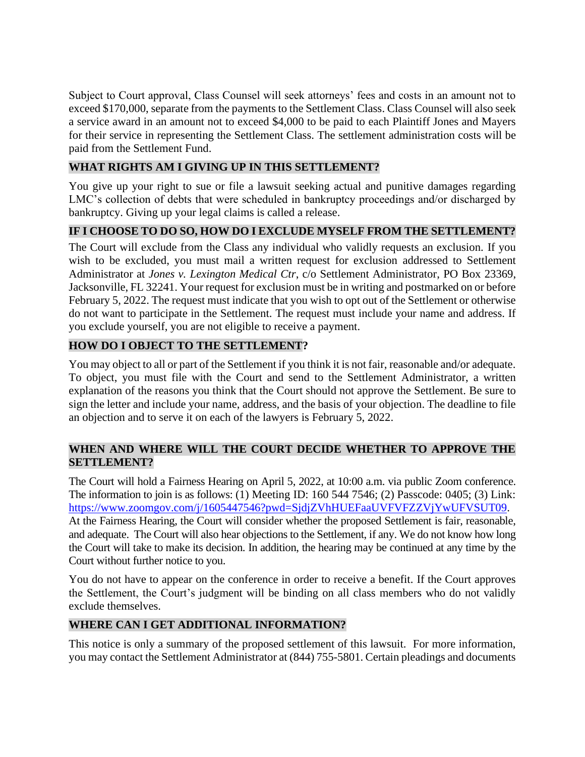Subject to Court approval, Class Counsel will seek attorneys' fees and costs in an amount not to exceed $170,000, separate from the payments to the Settlement Class. Class Counsel will also seek a service award in an amount not to exceed $4,000 to be paid to each Plaintiff Jones and Mayers for their service in representing the Settlement Class. The settlement administration costs will be paid from the Settlement Fund.

## WHAT RIGHTS AM I GIVING UP IN THIS SETTLEMENT?

You give up your right to sue or file a lawsuit seeking actual and punitive damages regarding LMC's collection of debts that were scheduled in bankruptcy proceedings and/or discharged by bankruptcy. Giving up your legal claims is called a release.

## IF I CHOOSE TO DO SO, HOW DO I EXCLUDE MYSELF FROM THE SETTLEMENT?

The Court will exclude from the Class any individual who validly requests an exclusion. If you wish to be excluded, you must mail a written request for exclusion addressed to Settlement Administrator at *Jones v. Lexington Medical Ctr*, c/o Settlement Administrator, PO Box 23369, Jacksonville, FL 32241. Your request for exclusion must be in writing and postmarked on or before February 5, 2022. The request must indicate that you wish to opt out of the Settlement or otherwise do not want to participate in the Settlement. The request must include your name and address. If you exclude yourself, you are not eligible to receive a payment.

## HOW DO I OBJECT TO THE SETTLEMENT?

You may object to all or part of the Settlement if you think it is not fair, reasonable and/or adequate. To object, you must file with the Court and send to the Settlement Administrator, a written explanation of the reasons you think that the Court should not approve the Settlement. Be sure to sign the letter and include your name, address, and the basis of your objection. The deadline to file an objection and to serve it on each of the lawyers is February 5, 2022.

## WHEN AND WHERE WILL THE COURT DECIDE WHETHER TO APPROVE THE SETTLEMENT?

The Court will hold a Fairness Hearing on April 5, 2022, at 10:00 a.m. via public Zoom conference. The information to join is as follows: (1) Meeting ID: 160 544 7546; (2) Passcode: 0405; (3) Link: [https://www.zoomgov.com/j/1605447546?pwd=SjdjZVhHUEFaaUVFVFZZVjYwUFVSUT09](https://www.zoomgov.com/j/1605447546?pwd=SjdjZVhHUEFaaUVFVFZZVjYwUFVSUT09). At the Fairness Hearing, the Court will consider whether the proposed Settlement is fair, reasonable, and adequate. The Court will also hear objections to the Settlement, if any. We do not know how long the Court will take to make its decision. In addition, the hearing may be continued at any time by the Court without further notice to you.

You do not have to appear on the conference in order to receive a benefit. If the Court approves the Settlement, the Court's judgment will be binding on all class members who do not validly exclude themselves.

## WHERE CAN I GET ADDITIONAL INFORMATION?

This notice is only a summary of the proposed settlement of this lawsuit. For more information, you may contact the Settlement Administrator at (844) 755-5801. Certain pleadings and documents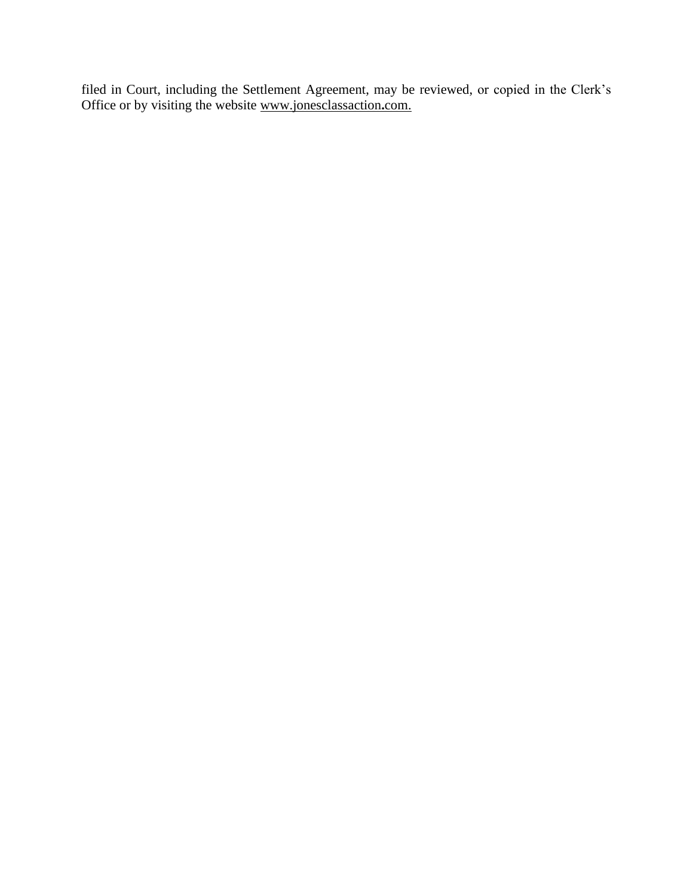filed in Court, including the Settlement Agreement, may be reviewed, or copied in the Clerk's Office or by visiting the website www.jonesclassaction.com.